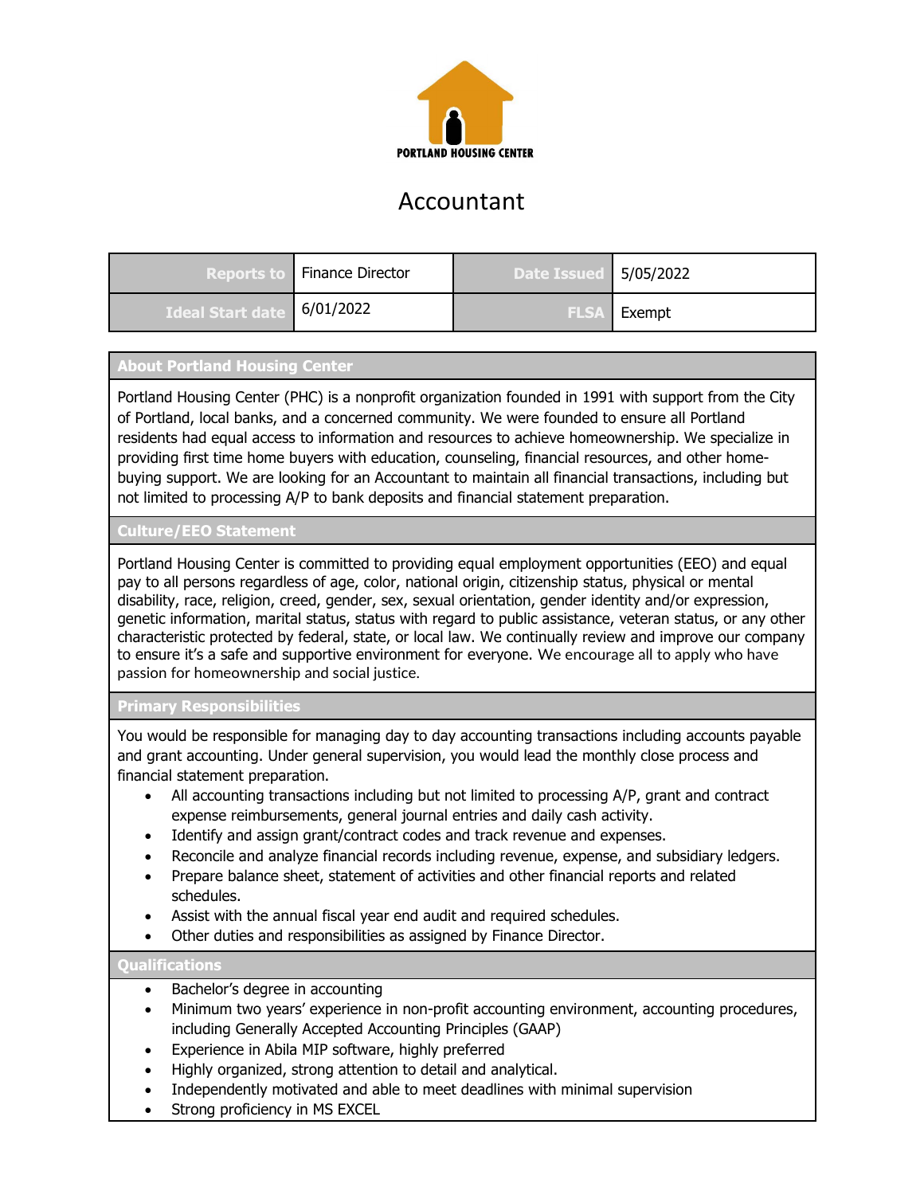PORTLAND HOUSING CENTER

# Accountant

| Reports to | Finance Director | Date Issued | 5/05/2022 |
| --- | --- | --- | --- |
| Ideal Start date | 6/01/2022 | FLSA | Exempt |

## About Portland Housing Center

Portland Housing Center (PHC) is a nonprofit organization founded in 1991 with support from the City of Portland, local banks, and a concerned community. We were founded to ensure all Portland residents had equal access to information and resources to achieve homeownership. We specialize in providing first time home buyers with education, counseling, financial resources, and other home-buying support. We are looking for an Accountant to maintain all financial transactions, including but not limited to processing A/P to bank deposits and financial statement preparation.

## Culture/EEO Statement

Portland Housing Center is committed to providing equal employment opportunities (EEO) and equal pay to all persons regardless of age, color, national origin, citizenship status, physical or mental disability, race, religion, creed, gender, sex, sexual orientation, gender identity and/or expression, genetic information, marital status, status with regard to public assistance, veteran status, or any other characteristic protected by federal, state, or local law. We continually review and improve our company to ensure it's a safe and supportive environment for everyone. We encourage all to apply who have passion for homeownership and social justice.

## Primary Responsibilities

You would be responsible for managing day to day accounting transactions including accounts payable and grant accounting. Under general supervision, you would lead the monthly close process and financial statement preparation.

- All accounting transactions including but not limited to processing A/P, grant and contract expense reimbursements, general journal entries and daily cash activity.
- Identify and assign grant/contract codes and track revenue and expenses.
- Reconcile and analyze financial records including revenue, expense, and subsidiary ledgers.
- Prepare balance sheet, statement of activities and other financial reports and related schedules.
- Assist with the annual fiscal year end audit and required schedules.
- Other duties and responsibilities as assigned by Finance Director.

## Qualifications

- Bachelor's degree in accounting
- Minimum two years' experience in non-profit accounting environment, accounting procedures, including Generally Accepted Accounting Principles (GAAP)
- Experience in Abila MIP software, highly preferred
- Highly organized, strong attention to detail and analytical.
- Independently motivated and able to meet deadlines with minimal supervision
- Strong proficiency in MS EXCEL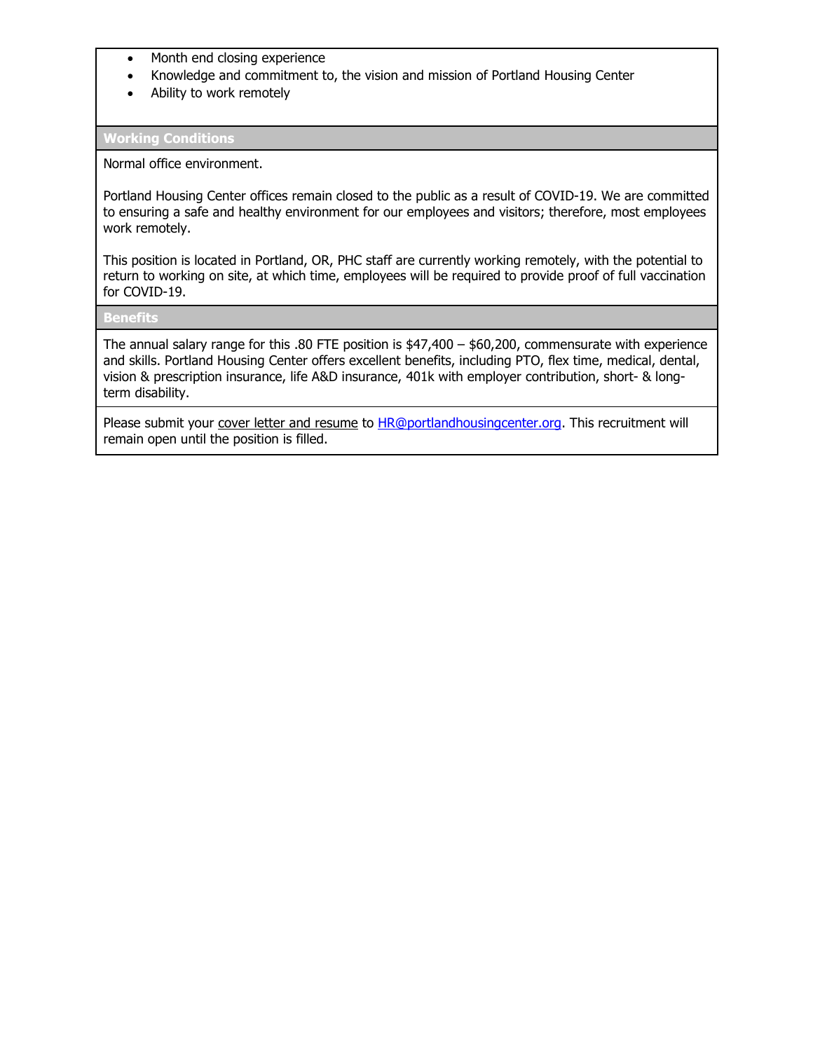- Month end closing experience
- Knowledge and commitment to, the vision and mission of Portland Housing Center
- Ability to work remotely

## Working Conditions

Normal office environment.

Portland Housing Center offices remain closed to the public as a result of COVID-19. We are committed to ensuring a safe and healthy environment for our employees and visitors; therefore, most employees work remotely.

This position is located in Portland, OR, PHC staff are currently working remotely, with the potential to return to working on site, at which time, employees will be required to provide proof of full vaccination for COVID-19.

## Benefits

The annual salary range for this .80 FTE position is $47,400 – $60,200, commensurate with experience and skills. Portland Housing Center offers excellent benefits, including PTO, flex time, medical, dental, vision & prescription insurance, life A&D insurance, 401k with employer contribution, short- & long-term disability.

Please submit your cover letter and resume to [HR@portlandhousingcenter.org](mailto:HR@portlandhousingcenter.org). This recruitment will remain open until the position is filled.